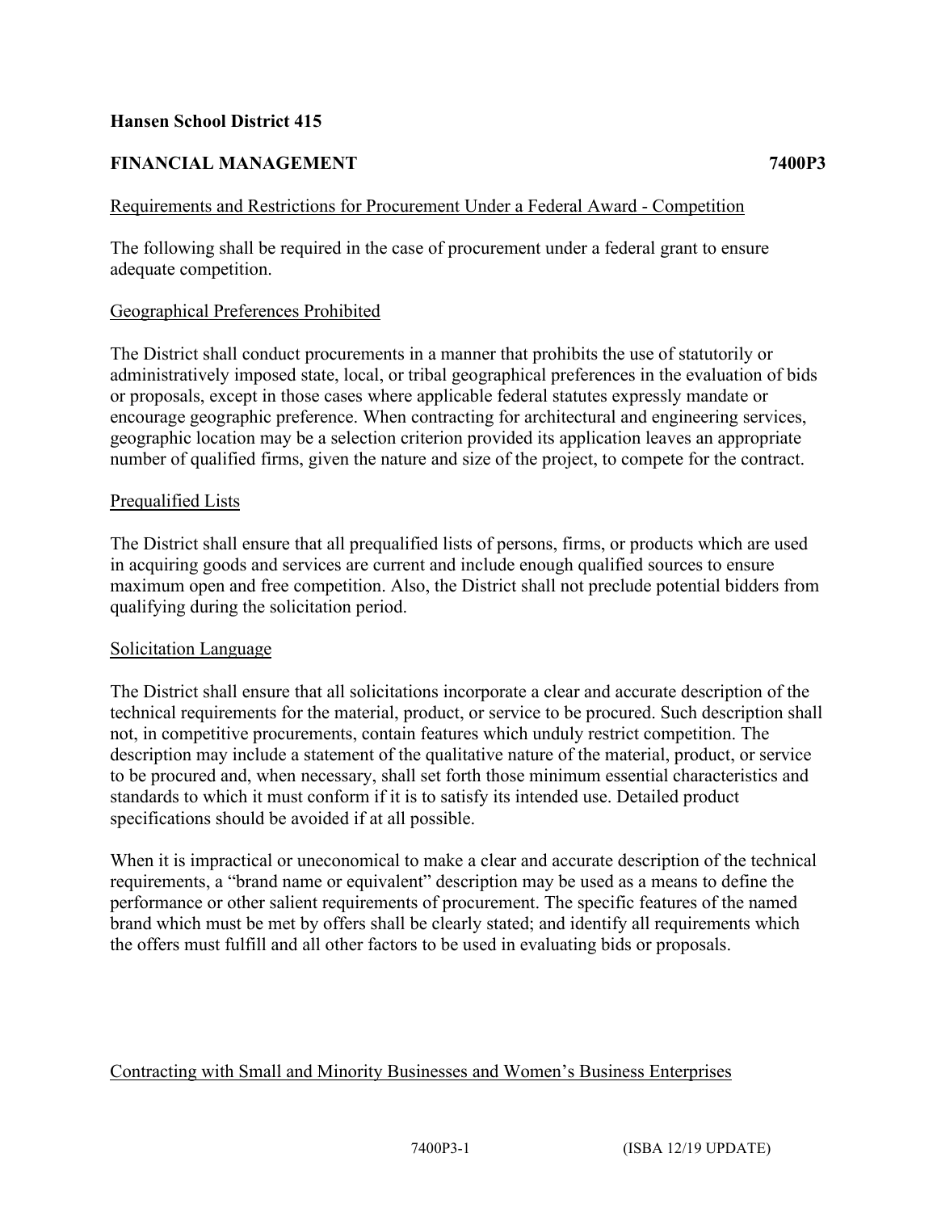**Hansen School District 415**

**FINANCIAL MANAGEMENT** **7400P3**

Requirements and Restrictions for Procurement Under a Federal Award - Competition

The following shall be required in the case of procurement under a federal grant to ensure adequate competition.

Geographical Preferences Prohibited

The District shall conduct procurements in a manner that prohibits the use of statutorily or administratively imposed state, local, or tribal geographical preferences in the evaluation of bids or proposals, except in those cases where applicable federal statutes expressly mandate or encourage geographic preference. When contracting for architectural and engineering services, geographic location may be a selection criterion provided its application leaves an appropriate number of qualified firms, given the nature and size of the project, to compete for the contract.

Prequalified Lists

The District shall ensure that all prequalified lists of persons, firms, or products which are used in acquiring goods and services are current and include enough qualified sources to ensure maximum open and free competition. Also, the District shall not preclude potential bidders from qualifying during the solicitation period.

Solicitation Language

The District shall ensure that all solicitations incorporate a clear and accurate description of the technical requirements for the material, product, or service to be procured. Such description shall not, in competitive procurements, contain features which unduly restrict competition. The description may include a statement of the qualitative nature of the material, product, or service to be procured and, when necessary, shall set forth those minimum essential characteristics and standards to which it must conform if it is to satisfy its intended use. Detailed product specifications should be avoided if at all possible.

When it is impractical or uneconomical to make a clear and accurate description of the technical requirements, a "brand name or equivalent" description may be used as a means to define the performance or other salient requirements of procurement. The specific features of the named brand which must be met by offers shall be clearly stated; and identify all requirements which the offers must fulfill and all other factors to be used in evaluating bids or proposals.

Contracting with Small and Minority Businesses and Women's Business Enterprises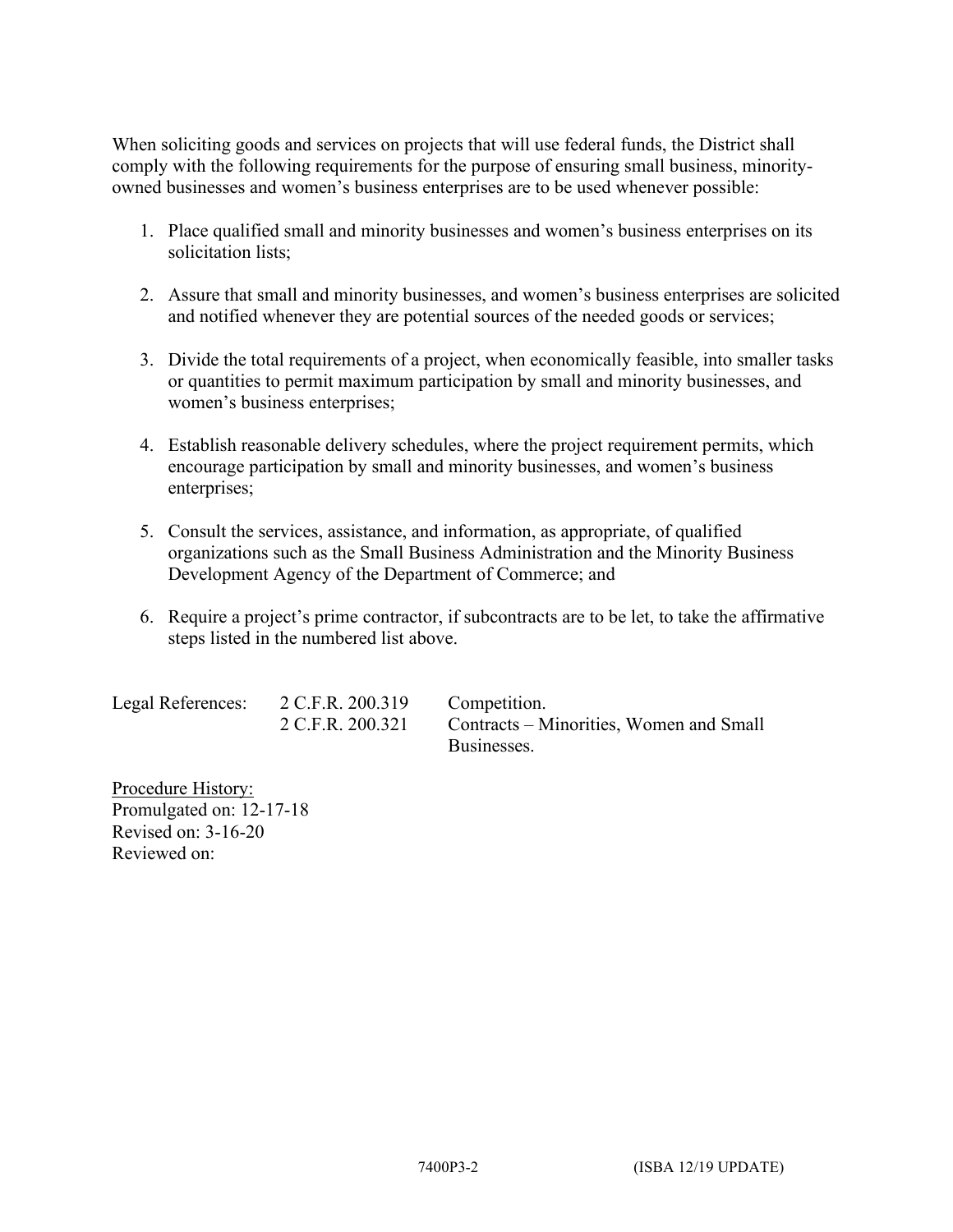When soliciting goods and services on projects that will use federal funds, the District shall comply with the following requirements for the purpose of ensuring small business, minority-owned businesses and women's business enterprises are to be used whenever possible:

1. Place qualified small and minority businesses and women's business enterprises on its solicitation lists;

2. Assure that small and minority businesses, and women's business enterprises are solicited and notified whenever they are potential sources of the needed goods or services;

3. Divide the total requirements of a project, when economically feasible, into smaller tasks or quantities to permit maximum participation by small and minority businesses, and women's business enterprises;

4. Establish reasonable delivery schedules, where the project requirement permits, which encourage participation by small and minority businesses, and women's business enterprises;

5. Consult the services, assistance, and information, as appropriate, of qualified organizations such as the Small Business Administration and the Minority Business Development Agency of the Department of Commerce; and

6. Require a project's prime contractor, if subcontracts are to be let, to take the affirmative steps listed in the numbered list above.

| | | |
|---|---|---|
| Legal References: | 2 C.F.R. 200.319 | Competition. |
| | 2 C.F.R. 200.321 | Contracts – Minorities, Women and Small Businesses. |

Procedure History:
Promulgated on: 12-17-18
Revised on: 3-16-20
Reviewed on: